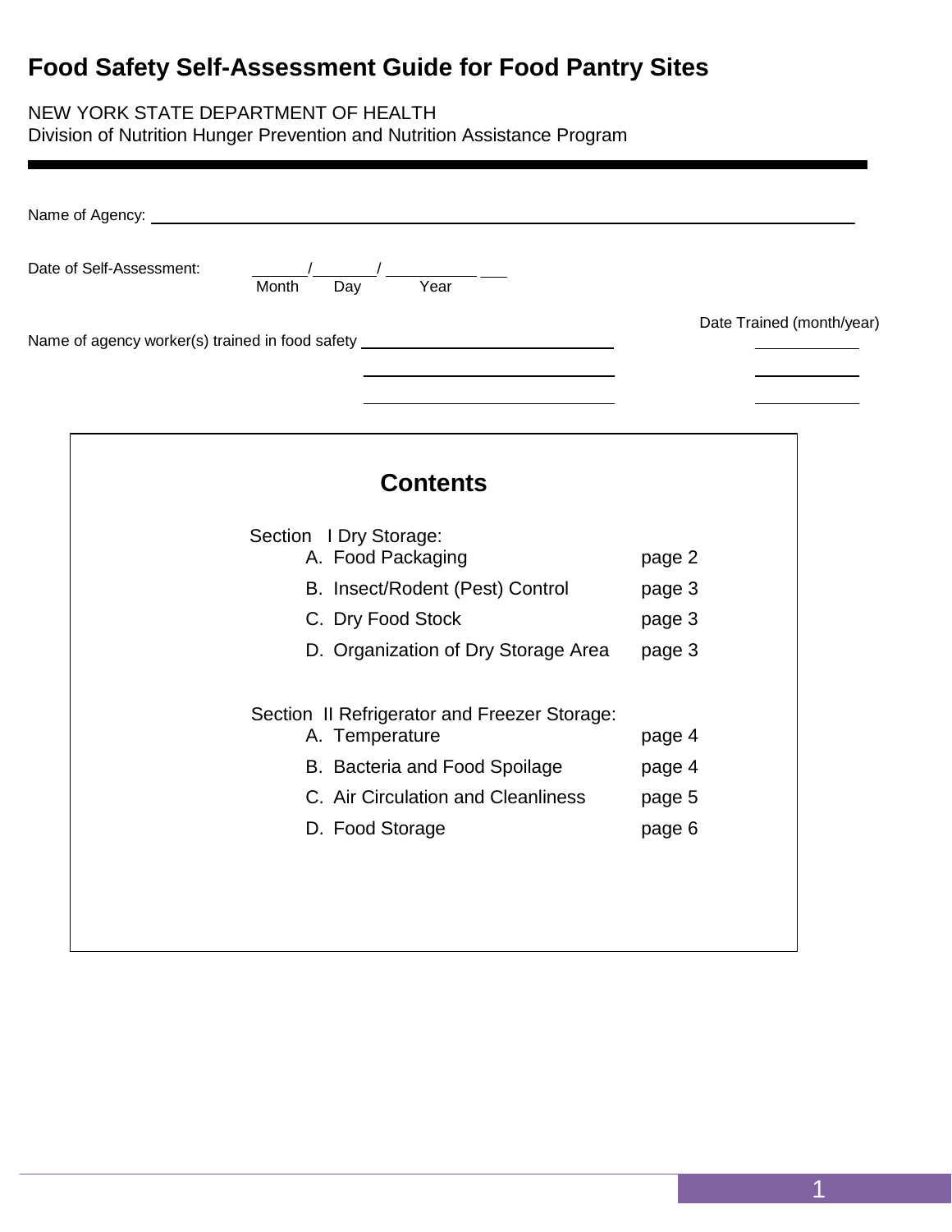# Food Safety Self-Assessment Guide for Food Pantry Sites

NEW YORK STATE DEPARTMENT OF HEALTH
Division of Nutrition Hunger Prevention and Nutrition Assistance Program

---

Name of Agency: ______________________________________________

Date of Self-Assessment: ______/______/__________ ___
Month Day Year

| Name of agency worker(s) trained in food safety | Date Trained (month/year) |
|---|---|
| ______________________________ | ____________ |
| ______________________________ | ____________ |
| ______________________________ | ____________ |

## Contents

Section I Dry Storage:

| | |
|---|---|
| A. Food Packaging | page 2 |
| B. Insect/Rodent (Pest) Control | page 3 |
| C. Dry Food Stock | page 3 |
| D. Organization of Dry Storage Area | page 3 |

Section II Refrigerator and Freezer Storage:

| | |
|---|---|
| A. Temperature | page 4 |
| B. Bacteria and Food Spoilage | page 4 |
| C. Air Circulation and Cleanliness | page 5 |
| D. Food Storage | page 6 |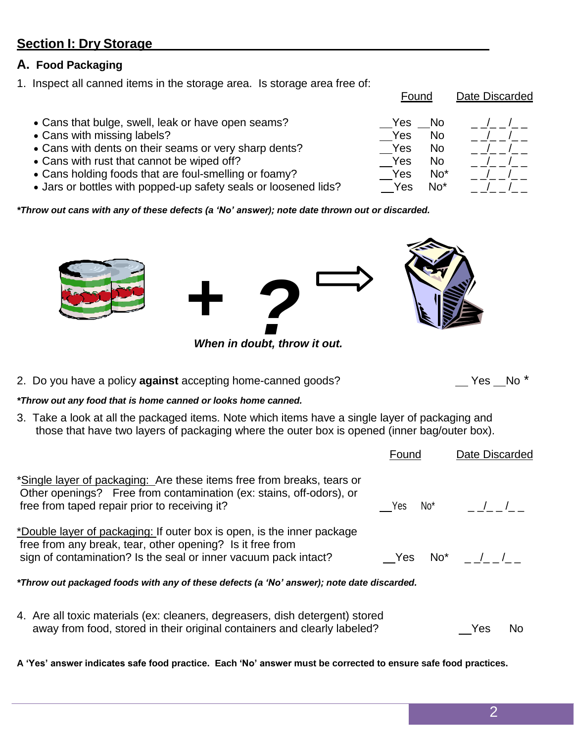## Section I: Dry Storage

### A. Food Packaging

1. Inspect all canned items in the storage area. Is storage area free of:

| | Found | Date Discarded |
|---|---|---|
| • Cans that bulge, swell, leak or have open seams? | __Yes __No | _ _/_ _/_ _ |
| • Cans with missing labels? | __Yes No | _ _/_ _/_ _ |
| • Cans with dents on their seams or very sharp dents? | __Yes No | _ _/_ _/_ _ |
| • Cans with rust that cannot be wiped off? | __Yes No | _ _/_ _/_ _ |
| • Cans holding foods that are foul-smelling or foamy? | __Yes No* | _ _/_ _/_ _ |
| • Jars or bottles with popped-up safety seals or loosened lids? | __Yes No* | _ _/_ _/_ _ |

***Throw out cans with any of these defects (a 'No' answer); note date thrown out or discarded.***

***When in doubt, throw it out.***

2. Do you have a policy **against** accepting home-canned goods? __ Yes __No *

***Throw out any food that is home canned or looks home canned.***

3. Take a look at all the packaged items. Note which items have a single layer of packaging and those that have two layers of packaging where the outer box is opened (inner bag/outer box).

| | Found | Date Discarded |
|---|---|---|
| *Single layer of packaging: Are these items free from breaks, tears or Other openings? Free from contamination (ex: stains, off-odors), or free from taped repair prior to receiving it? | __Yes No* | _ _/_ _ /_ _ |
| *Double layer of packaging: If outer box is open, is the inner package free from any break, tear, other opening? Is it free from sign of contamination? Is the seal or inner vacuum pack intact? | __Yes No* | _ _/_ _ /_ _ |

***Throw out packaged foods with any of these defects (a 'No' answer); note date discarded.***

4. Are all toxic materials (ex: cleaners, degreasers, dish detergent) stored away from food, stored in their original containers and clearly labeled? __Yes No

**A 'Yes' answer indicates safe food practice. Each 'No' answer must be corrected to ensure safe food practices.**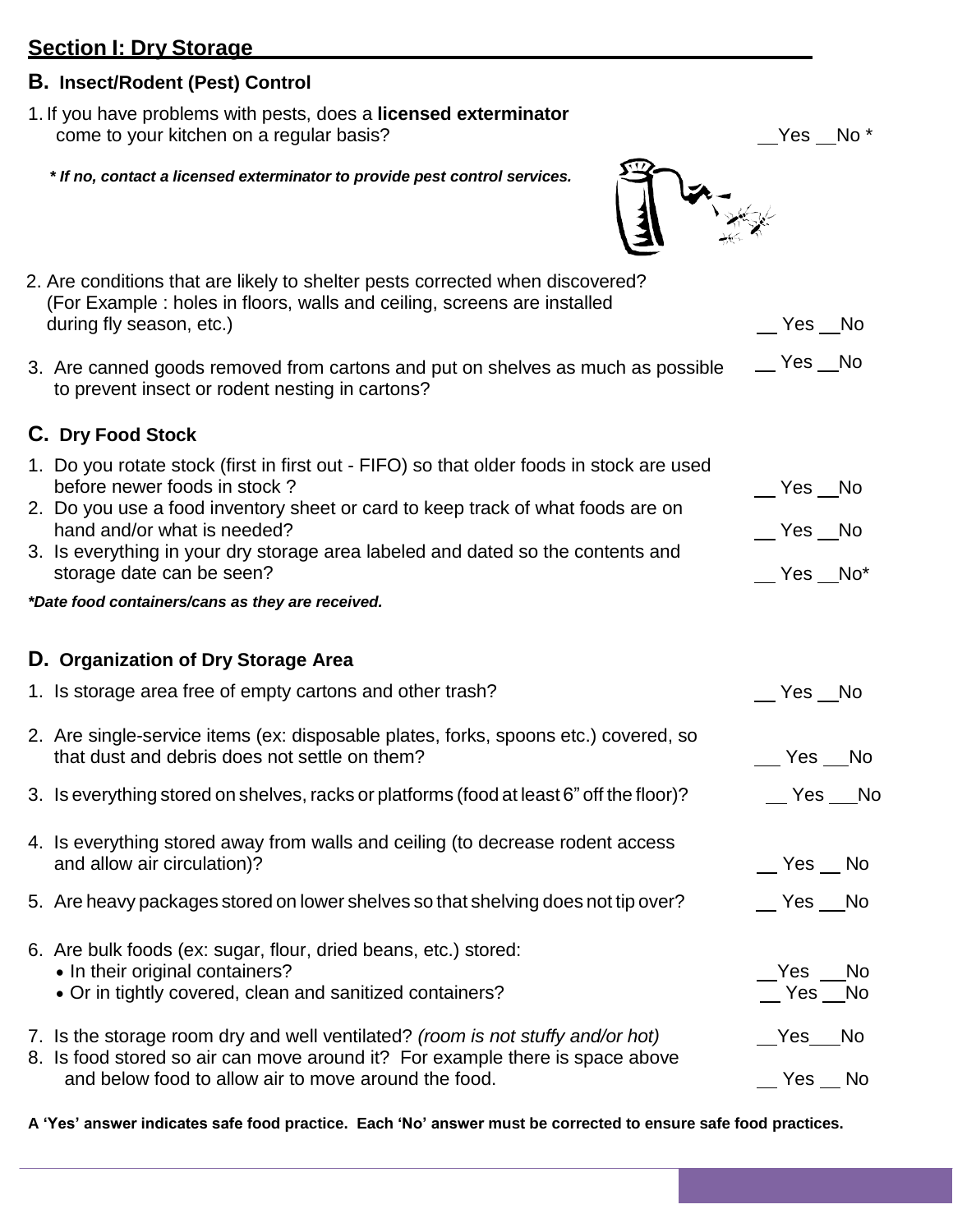## Section I: Dry Storage

### B. Insect/Rodent (Pest) Control

1. If you have problems with pests, does a **licensed exterminator** come to your kitchen on a regular basis? __Yes __No *

   ***If no, contact a licensed exterminator to provide pest control services.***

2. Are conditions that are likely to shelter pests corrected when discovered? (For Example : holes in floors, walls and ceiling, screens are installed during fly season, etc.) __ Yes __No

3. Are canned goods removed from cartons and put on shelves as much as possible to prevent insect or rodent nesting in cartons? __ Yes __No

### C. Dry Food Stock

1. Do you rotate stock (first in first out - FIFO) so that older foods in stock are used before newer foods in stock ? __ Yes __No
2. Do you use a food inventory sheet or card to keep track of what foods are on hand and/or what is needed? __ Yes __No
3. Is everything in your dry storage area labeled and dated so the contents and storage date can be seen? __ Yes __No*

***Date food containers/cans as they are received.***

### D. Organization of Dry Storage Area

1. Is storage area free of empty cartons and other trash? __ Yes __No
2. Are single-service items (ex: disposable plates, forks, spoons etc.) covered, so that dust and debris does not settle on them? __ Yes __No
3. Is everything stored on shelves, racks or platforms (food at least 6" off the floor)? __ Yes __No
4. Is everything stored away from walls and ceiling (to decrease rodent access and allow air circulation)? __ Yes __ No
5. Are heavy packages stored on lower shelves so that shelving does not tip over? __ Yes __No
6. Are bulk foods (ex: sugar, flour, dried beans, etc.) stored:
   - In their original containers? __Yes __No
   - Or in tightly covered, clean and sanitized containers? __ Yes __No
7. Is the storage room dry and well ventilated? *(room is not stuffy and/or hot)* __Yes__No
8. Is food stored so air can move around it? For example there is space above and below food to allow air to move around the food. __ Yes __ No

**A 'Yes' answer indicates safe food practice. Each 'No' answer must be corrected to ensure safe food practices.**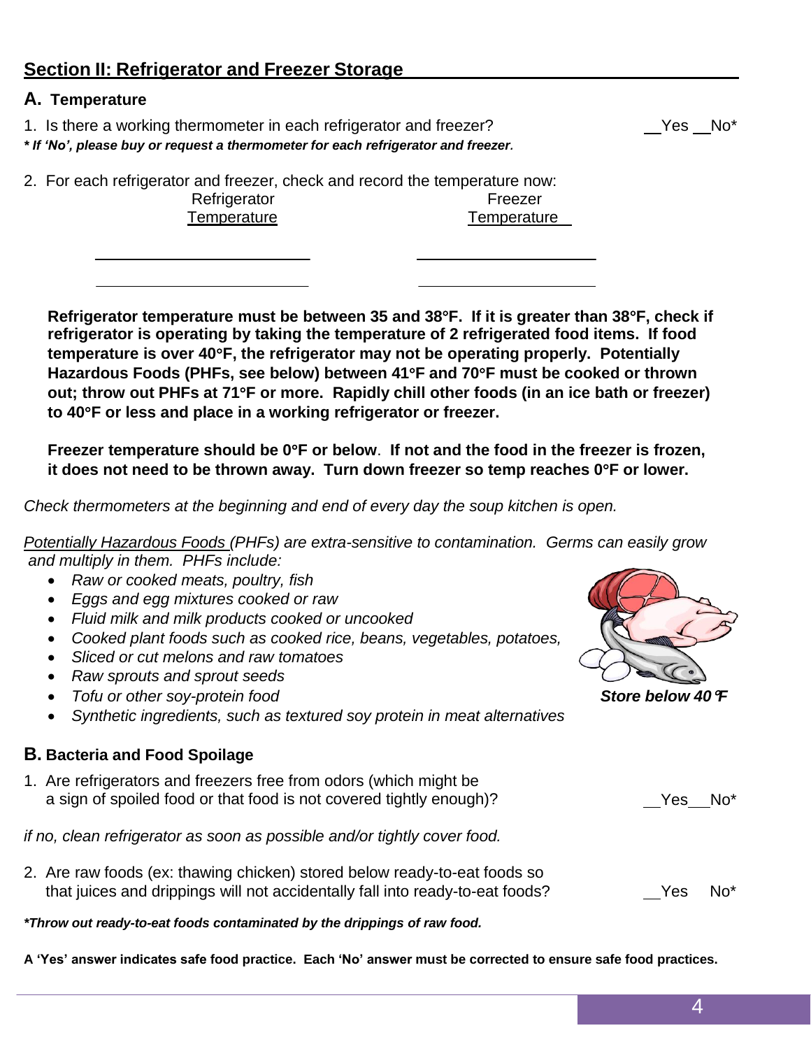## Section II: Refrigerator and Freezer Storage

### A. Temperature

1. Is there a working thermometer in each refrigerator and freezer? __Yes __No*

***** *If 'No', please buy or request a thermometer for each refrigerator and freezer.***

2. For each refrigerator and freezer, check and record the temperature now:

| Refrigerator Temperature | Freezer Temperature |
|---|---|
| ____________________ | ____________________ |
| ____________________ | ____________________ |

**Refrigerator temperature must be between 35 and 38°F. If it is greater than 38°F, check if refrigerator is operating by taking the temperature of 2 refrigerated food items. If food temperature is over 40°F, the refrigerator may not be operating properly. Potentially Hazardous Foods (PHFs, see below) between 41°F and 70°F must be cooked or thrown out; throw out PHFs at 71°F or more. Rapidly chill other foods (in an ice bath or freezer) to 40°F or less and place in a working refrigerator or freezer.**

**Freezer temperature should be 0°F or below. If not and the food in the freezer is frozen, it does not need to be thrown away. Turn down freezer so temp reaches 0°F or lower.**

*Check thermometers at the beginning and end of every day the soup kitchen is open.*

*Potentially Hazardous Foods (PHFs) are extra-sensitive to contamination. Germs can easily grow and multiply in them. PHFs include:*

- *Raw or cooked meats, poultry, fish*
- *Eggs and egg mixtures cooked or raw*
- *Fluid milk and milk products cooked or uncooked*
- *Cooked plant foods such as cooked rice, beans, vegetables, potatoes,*
- *Sliced or cut melons and raw tomatoes*
- *Raw sprouts and sprout seeds*
- *Tofu or other soy-protein food*
- *Synthetic ingredients, such as textured soy protein in meat alternatives*

***Store below 40°F***

### B. Bacteria and Food Spoilage

1. Are refrigerators and freezers free from odors (which might be a sign of spoiled food or that food is not covered tightly enough)? __Yes__No*

*if no, clean refrigerator as soon as possible and/or tightly cover food.*

2. Are raw foods (ex: thawing chicken) stored below ready-to-eat foods so that juices and drippings will not accidentally fall into ready-to-eat foods? __Yes No*

***Throw out ready-to-eat foods contaminated by the drippings of raw food.***

**A 'Yes' answer indicates safe food practice. Each 'No' answer must be corrected to ensure safe food practices.**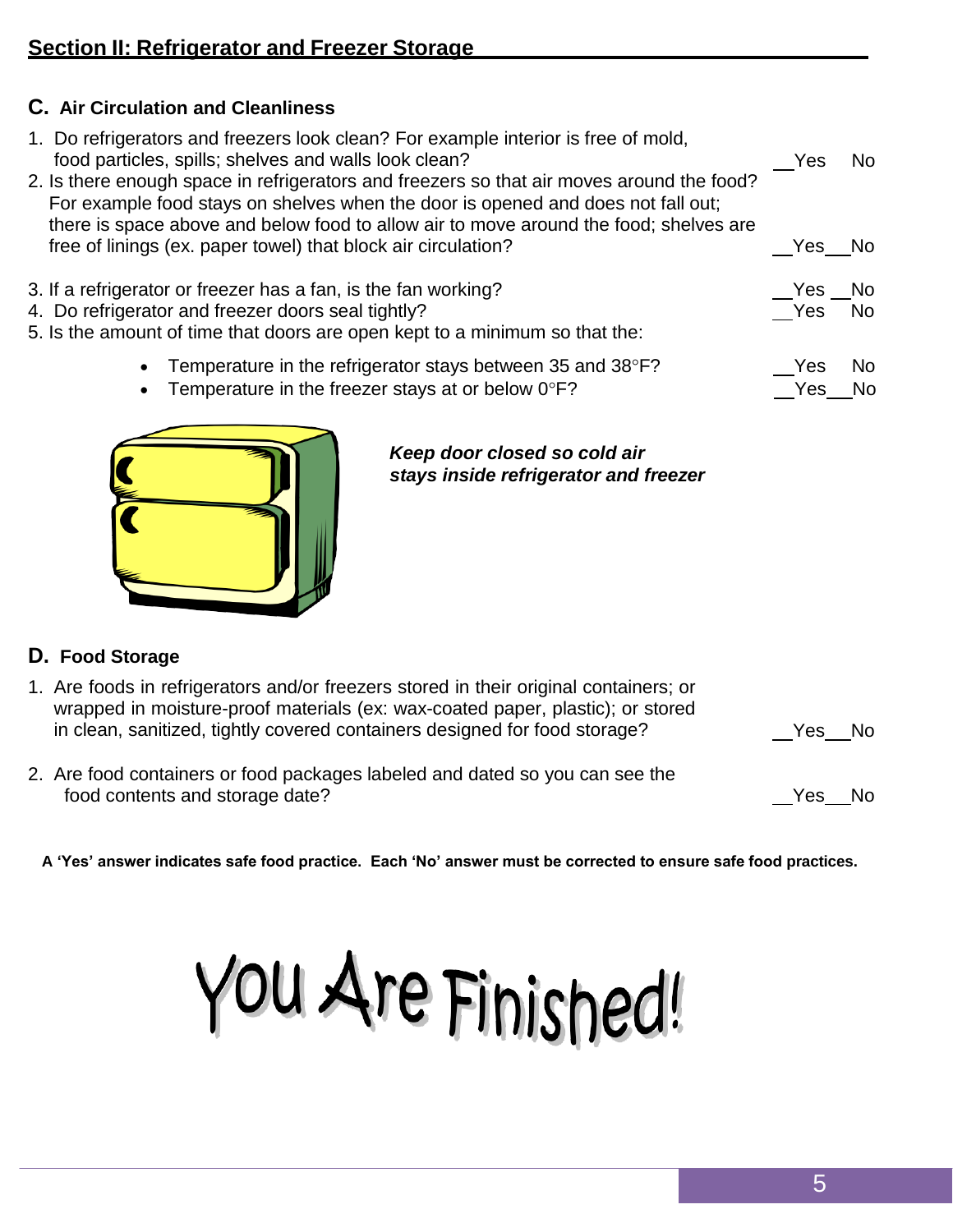## Section II: Refrigerator and Freezer Storage

### C. Air Circulation and Cleanliness

1. Do refrigerators and freezers look clean? For example interior is free of mold, food particles, spills; shelves and walls look clean? __Yes __No
2. Is there enough space in refrigerators and freezers so that air moves around the food? For example food stays on shelves when the door is opened and does not fall out; there is space above and below food to allow air to move around the food; shelves are free of linings (ex. paper towel) that block air circulation? __Yes __No
3. If a refrigerator or freezer has a fan, is the fan working? __Yes __No
4. Do refrigerator and freezer doors seal tightly? __Yes __No
5. Is the amount of time that doors are open kept to a minimum so that the:
   - Temperature in the refrigerator stays between 35 and 38°F? __Yes __No
   - Temperature in the freezer stays at or below 0°F? __Yes __No

***Keep door closed so cold air stays inside refrigerator and freezer***

### D. Food Storage

1. Are foods in refrigerators and/or freezers stored in their original containers; or wrapped in moisture-proof materials (ex: wax-coated paper, plastic); or stored in clean, sanitized, tightly covered containers designed for food storage? __Yes __No
2. Are food containers or food packages labeled and dated so you can see the food contents and storage date? __Yes __No

**A 'Yes' answer indicates safe food practice. Each 'No' answer must be corrected to ensure safe food practices.**

# You Are Finished!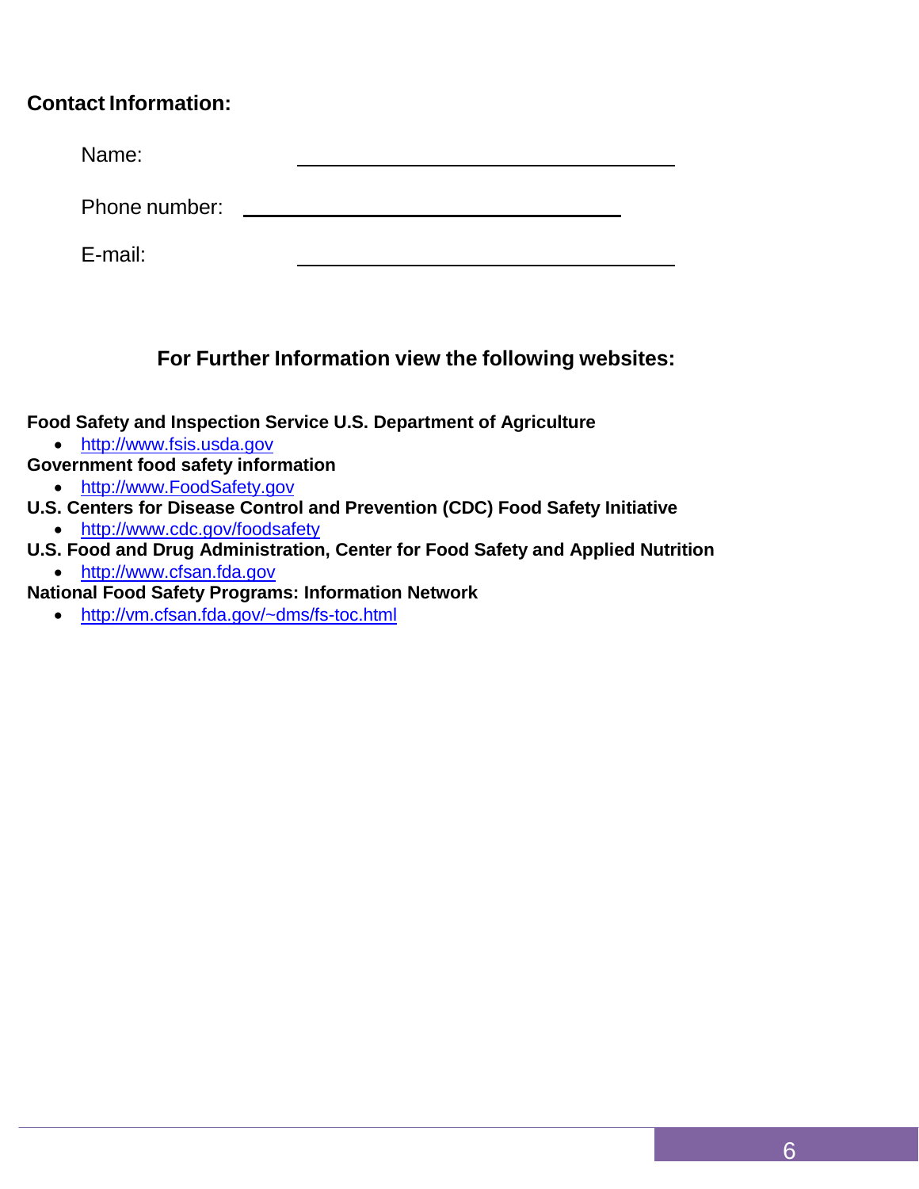**Contact Information:**

Name: ______________________________

Phone number: ______________________________

E-mail: ______________________________

## For Further Information view the following websites:

**Food Safety and Inspection Service U.S. Department of Agriculture**

- http://www.fsis.usda.gov

**Government food safety information**

- http://www.FoodSafety.gov

**U.S. Centers for Disease Control and Prevention (CDC) Food Safety Initiative**

- http://www.cdc.gov/foodsafety

**U.S. Food and Drug Administration, Center for Food Safety and Applied Nutrition**

- http://www.cfsan.fda.gov

**National Food Safety Programs: Information Network**

- http://vm.cfsan.fda.gov/~dms/fs-toc.html